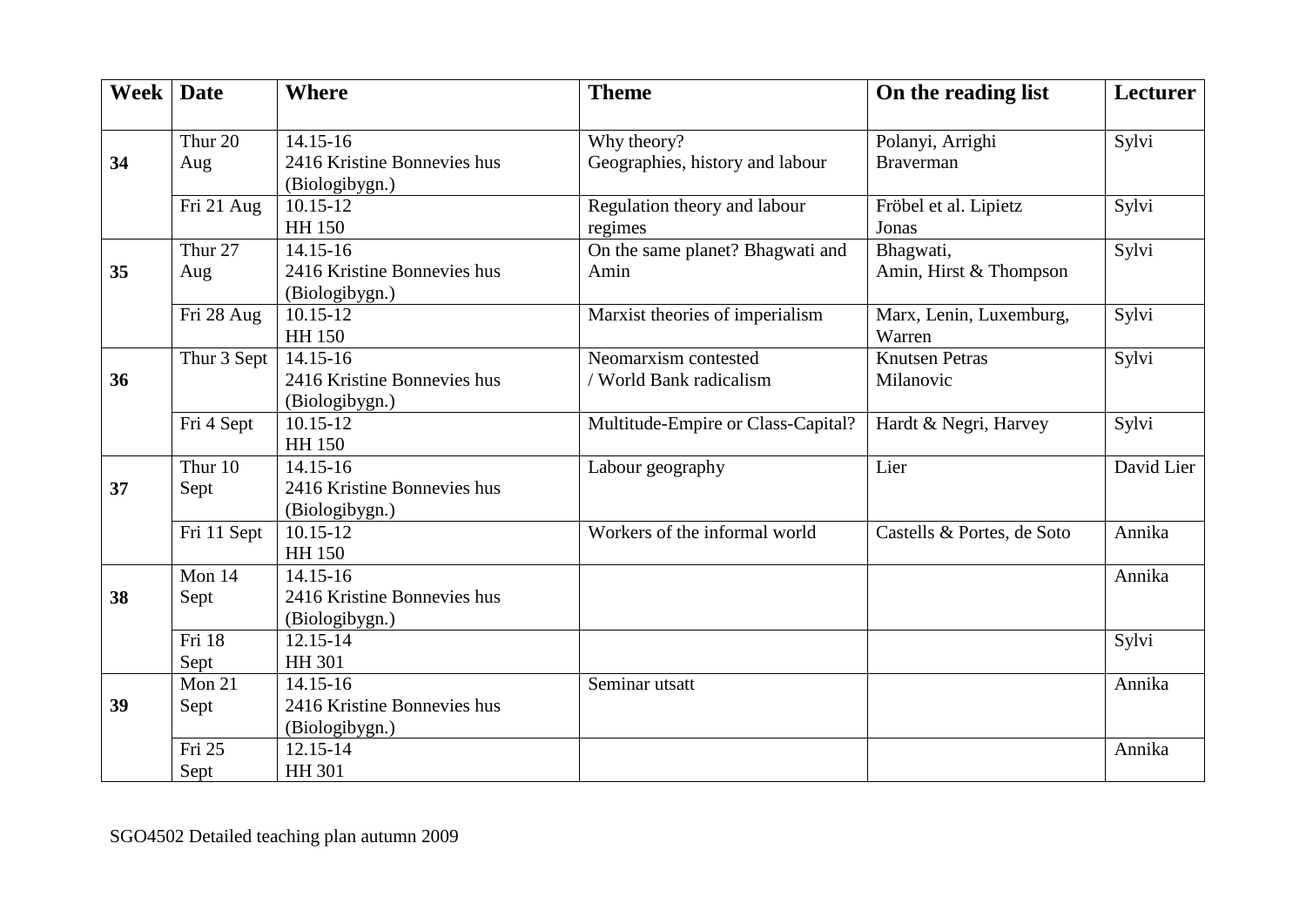| Week | Date | Where | Theme | On the reading list | Lecturer |
|---|---|---|---|---|---|
| 34 | Thur 20 Aug | 14.15-16 2416 Kristine Bonnevies hus (Biologibygn.) | Why theory? Geographies, history and labour | Polanyi, Arrighi Braverman | Sylvi |
| | Fri 21 Aug | 10.15-12 HH 150 | Regulation theory and labour regimes | Fröbel et al. Lipietz Jonas | Sylvi |
| 35 | Thur 27 Aug | 14.15-16 2416 Kristine Bonnevies hus (Biologibygn.) | On the same planet? Bhagwati and Amin | Bhagwati, Amin, Hirst & Thompson | Sylvi |
| | Fri 28 Aug | 10.15-12 HH 150 | Marxist theories of imperialism | Marx, Lenin, Luxemburg, Warren | Sylvi |
| 36 | Thur 3 Sept | 14.15-16 2416 Kristine Bonnevies hus (Biologibygn.) | Neomarxism contested / World Bank radicalism | Knutsen Petras Milanovic | Sylvi |
| | Fri 4 Sept | 10.15-12 HH 150 | Multitude-Empire or Class-Capital? | Hardt & Negri, Harvey | Sylvi |
| 37 | Thur 10 Sept | 14.15-16 2416 Kristine Bonnevies hus (Biologibygn.) | Labour geography | Lier | David Lier |
| | Fri 11 Sept | 10.15-12 HH 150 | Workers of the informal world | Castells & Portes, de Soto | Annika |
| 38 | Mon 14 Sept | 14.15-16 2416 Kristine Bonnevies hus (Biologibygn.) | | | Annika |
| | Fri 18 Sept | 12.15-14 HH 301 | | | Sylvi |
| 39 | Mon 21 Sept | 14.15-16 2416 Kristine Bonnevies hus (Biologibygn.) | Seminar utsatt | | Annika |
| | Fri 25 Sept | 12.15-14 HH 301 | | | Annika |

SGO4502 Detailed teaching plan autumn 2009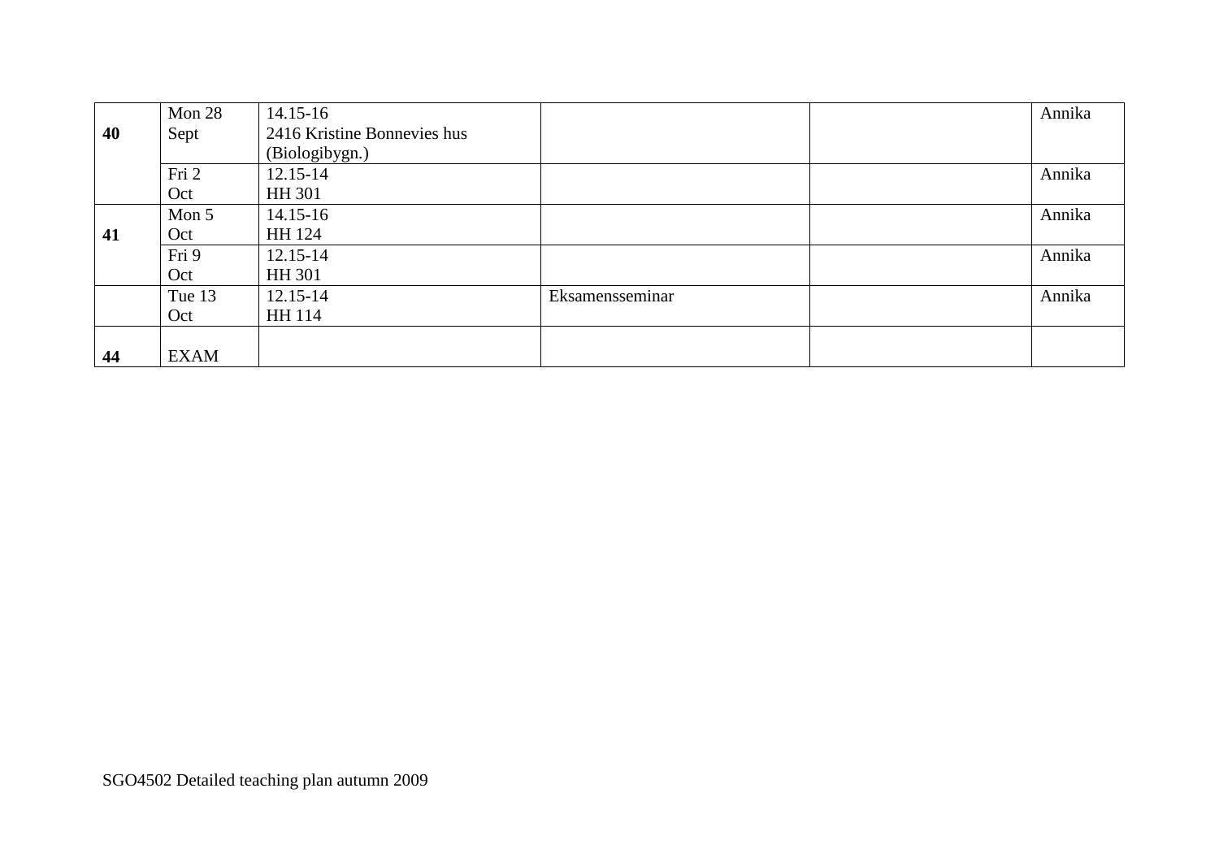| | | | | | |
|---|---|---|---|---|---|
| **40** | Mon 28 Sept | 14.15-16 2416 Kristine Bonnevies hus (Biologibygn.) | | | Annika |
| | Fri 2 Oct | 12.15-14 HH 301 | | | Annika |
| **41** | Mon 5 Oct | 14.15-16 HH 124 | | | Annika |
| | Fri 9 Oct | 12.15-14 HH 301 | | | Annika |
| | Tue 13 Oct | 12.15-14 HH 114 | Eksamensseminar | | Annika |
| **44** | EXAM | | | | |

SGO4502 Detailed teaching plan autumn 2009